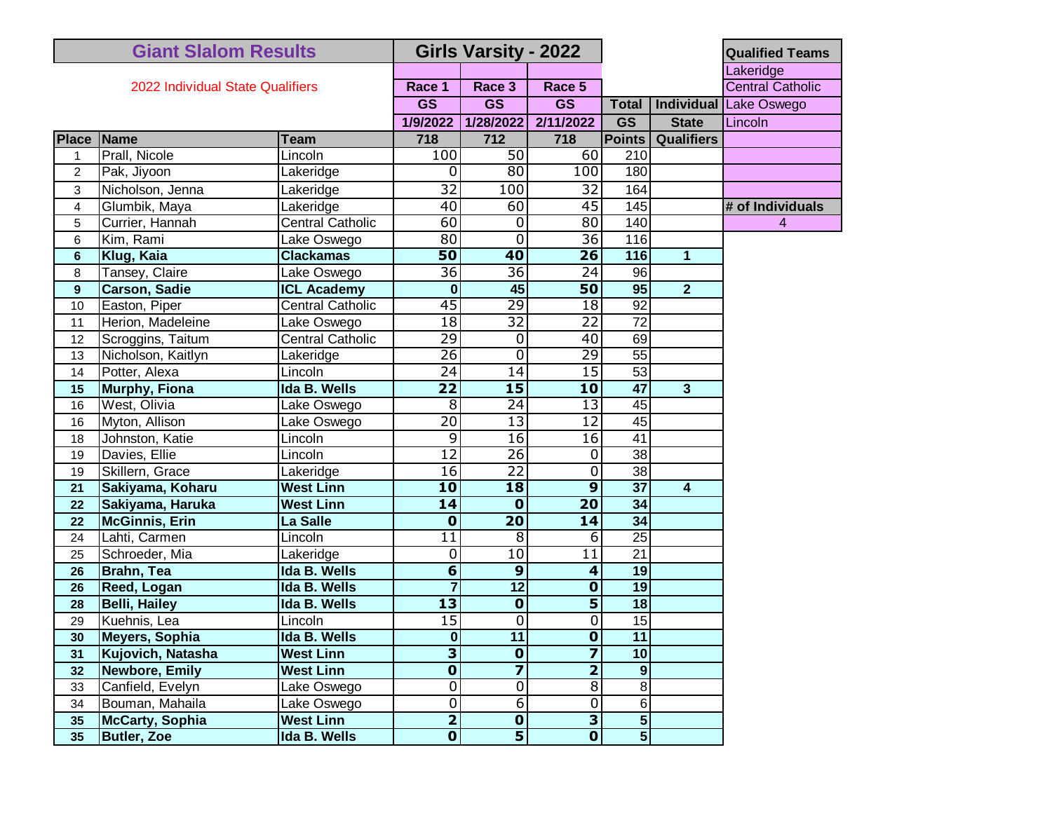## Giant Slalom Results — Girls Varsity - 2022

2022 Individual State Qualifiers

| Place | Name | Team | Race 1 GS 1/9/2022 718 | Race 3 GS 1/28/2022 712 | Race 5 GS 2/11/2022 718 | Total GS Points | Individual State Qualifiers |
|---|---|---|---|---|---|---|---|
| 1 | Prall, Nicole | Lincoln | 100 | 50 | 60 | 210 | |
| 2 | Pak, Jiyoon | Lakeridge | 0 | 80 | 100 | 180 | |
| 3 | Nicholson, Jenna | Lakeridge | 32 | 100 | 32 | 164 | |
| 4 | Glumbik, Maya | Lakeridge | 40 | 60 | 45 | 145 | |
| 5 | Currier, Hannah | Central Catholic | 60 | 0 | 80 | 140 | |
| 6 | Kim, Rami | Lake Oswego | 80 | 0 | 36 | 116 | |
| **6** | **Klug, Kaia** | **Clackamas** | **50** | **40** | **26** | **116** | **1** |
| 8 | Tansey, Claire | Lake Oswego | 36 | 36 | 24 | 96 | |
| **9** | **Carson, Sadie** | **ICL Academy** | **0** | **45** | **50** | **95** | **2** |
| 10 | Easton, Piper | Central Catholic | 45 | 29 | 18 | 92 | |
| 11 | Herion, Madeleine | Lake Oswego | 18 | 32 | 22 | 72 | |
| 12 | Scroggins, Taitum | Central Catholic | 29 | 0 | 40 | 69 | |
| 13 | Nicholson, Kaitlyn | Lakeridge | 26 | 0 | 29 | 55 | |
| 14 | Potter, Alexa | Lincoln | 24 | 14 | 15 | 53 | |
| **15** | **Murphy, Fiona** | **Ida B. Wells** | **22** | **15** | **10** | **47** | **3** |
| 16 | West, Olivia | Lake Oswego | 8 | 24 | 13 | 45 | |
| 16 | Myton, Allison | Lake Oswego | 20 | 13 | 12 | 45 | |
| 18 | Johnston, Katie | Lincoln | 9 | 16 | 16 | 41 | |
| 19 | Davies, Ellie | Lincoln | 12 | 26 | 0 | 38 | |
| 19 | Skillern, Grace | Lakeridge | 16 | 22 | 0 | 38 | |
| **21** | **Sakiyama, Koharu** | **West Linn** | **10** | **18** | **9** | **37** | **4** |
| **22** | **Sakiyama, Haruka** | **West Linn** | **14** | **0** | **20** | **34** | |
| **22** | **McGinnis, Erin** | **La Salle** | **0** | **20** | **14** | **34** | |
| 24 | Lahti, Carmen | Lincoln | 11 | 8 | 6 | 25 | |
| 25 | Schroeder, Mia | Lakeridge | 0 | 10 | 11 | 21 | |
| **26** | **Brahn, Tea** | **Ida B. Wells** | **6** | **9** | **4** | **19** | |
| **26** | **Reed, Logan** | **Ida B. Wells** | **7** | **12** | **0** | **19** | |
| **28** | **Belli, Hailey** | **Ida B. Wells** | **13** | **0** | **5** | **18** | |
| 29 | Kuehnis, Lea | Lincoln | 15 | 0 | 0 | 15 | |
| **30** | **Meyers, Sophia** | **Ida B. Wells** | **0** | **11** | **0** | **11** | |
| **31** | **Kujovich, Natasha** | **West Linn** | **3** | **0** | **7** | **10** | |
| **32** | **Newbore, Emily** | **West Linn** | **0** | **7** | **2** | **9** | |
| 33 | Canfield, Evelyn | Lake Oswego | 0 | 0 | 8 | 8 | |
| 34 | Bouman, Mahaila | Lake Oswego | 0 | 6 | 0 | 6 | |
| **35** | **McCarty, Sophia** | **West Linn** | **2** | **0** | **3** | **5** | |
| **35** | **Butler, Zoe** | **Ida B. Wells** | **0** | **5** | **0** | **5** | |

| Qualified Teams |
|---|
| Lakeridge |
| Central Catholic |
| Lake Oswego |
| Lincoln |

| # of Individuals |
|---|
| 4 |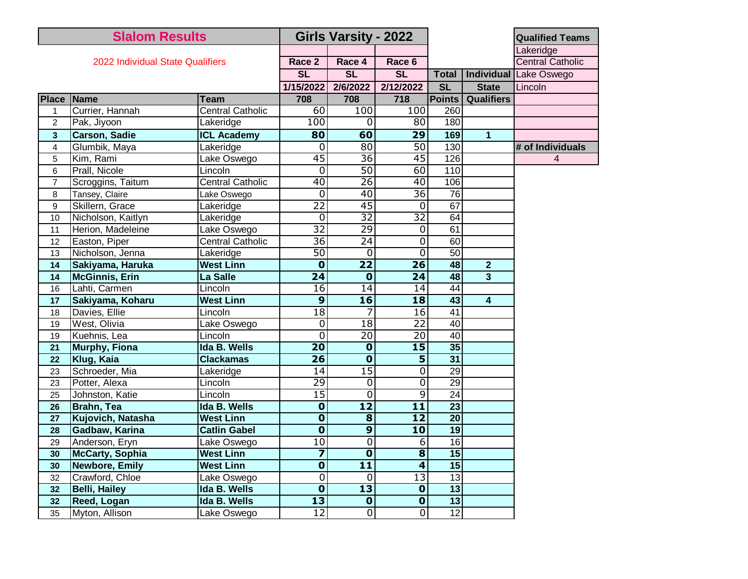# Slalom Results

## Girls Varsity - 2022

2022 Individual State Qualifiers

| Place | Name | Team | Race 2 SL 1/15/2022 708 | Race 4 SL 2/6/2022 708 | Race 6 SL 2/12/2022 718 | Total SL Points | Individual State Qualifiers |
|---|---|---|---|---|---|---|---|
| 1 | Currier, Hannah | Central Catholic | 60 | 100 | 100 | 260 | |
| 2 | Pak, Jiyoon | Lakeridge | 100 | 0 | 80 | 180 | |
| **3** | **Carson, Sadie** | **ICL Academy** | **80** | **60** | **29** | **169** | **1** |
| 4 | Glumbik, Maya | Lakeridge | 0 | 80 | 50 | 130 | |
| 5 | Kim, Rami | Lake Oswego | 45 | 36 | 45 | 126 | |
| 6 | Prall, Nicole | Lincoln | 0 | 50 | 60 | 110 | |
| 7 | Scroggins, Taitum | Central Catholic | 40 | 26 | 40 | 106 | |
| 8 | Tansey, Claire | Lake Oswego | 0 | 40 | 36 | 76 | |
| 9 | Skillern, Grace | Lakeridge | 22 | 45 | 0 | 67 | |
| 10 | Nicholson, Kaitlyn | Lakeridge | 0 | 32 | 32 | 64 | |
| 11 | Herion, Madeleine | Lake Oswego | 32 | 29 | 0 | 61 | |
| 12 | Easton, Piper | Central Catholic | 36 | 24 | 0 | 60 | |
| 13 | Nicholson, Jenna | Lakeridge | 50 | 0 | 0 | 50 | |
| **14** | **Sakiyama, Haruka** | **West Linn** | **0** | **22** | **26** | **48** | **2** |
| **14** | **McGinnis, Erin** | **La Salle** | **24** | **0** | **24** | **48** | **3** |
| 16 | Lahti, Carmen | Lincoln | 16 | 14 | 14 | 44 | |
| **17** | **Sakiyama, Koharu** | **West Linn** | **9** | **16** | **18** | **43** | **4** |
| 18 | Davies, Ellie | Lincoln | 18 | 7 | 16 | 41 | |
| 19 | West, Olivia | Lake Oswego | 0 | 18 | 22 | 40 | |
| 19 | Kuehnis, Lea | Lincoln | 0 | 20 | 20 | 40 | |
| **21** | **Murphy, Fiona** | **Ida B. Wells** | **20** | **0** | **15** | **35** | |
| **22** | **Klug, Kaia** | **Clackamas** | **26** | **0** | **5** | **31** | |
| 23 | Schroeder, Mia | Lakeridge | 14 | 15 | 0 | 29 | |
| 23 | Potter, Alexa | Lincoln | 29 | 0 | 0 | 29 | |
| 25 | Johnston, Katie | Lincoln | 15 | 0 | 9 | 24 | |
| **26** | **Brahn, Tea** | **Ida B. Wells** | **0** | **12** | **11** | **23** | |
| **27** | **Kujovich, Natasha** | **West Linn** | **0** | **8** | **12** | **20** | |
| **28** | **Gadbaw, Karina** | **Catlin Gabel** | **0** | **9** | **10** | **19** | |
| 29 | Anderson, Eryn | Lake Oswego | 10 | 0 | 6 | 16 | |
| **30** | **McCarty, Sophia** | **West Linn** | **7** | **0** | **8** | **15** | |
| **30** | **Newbore, Emily** | **West Linn** | **0** | **11** | **4** | **15** | |
| 32 | Crawford, Chloe | Lake Oswego | 0 | 0 | 13 | 13 | |
| **32** | **Belli, Hailey** | **Ida B. Wells** | **0** | **13** | **0** | **13** | |
| **32** | **Reed, Logan** | **Ida B. Wells** | **13** | **0** | **0** | **13** | |
| 35 | Myton, Allison | Lake Oswego | 12 | 0 | 0 | 12 | |

| Qualified Teams |
|---|
| Lakeridge |
| Central Catholic |
| Lake Oswego |
| Lincoln |

| # of Individuals |
|---|
| 4 |